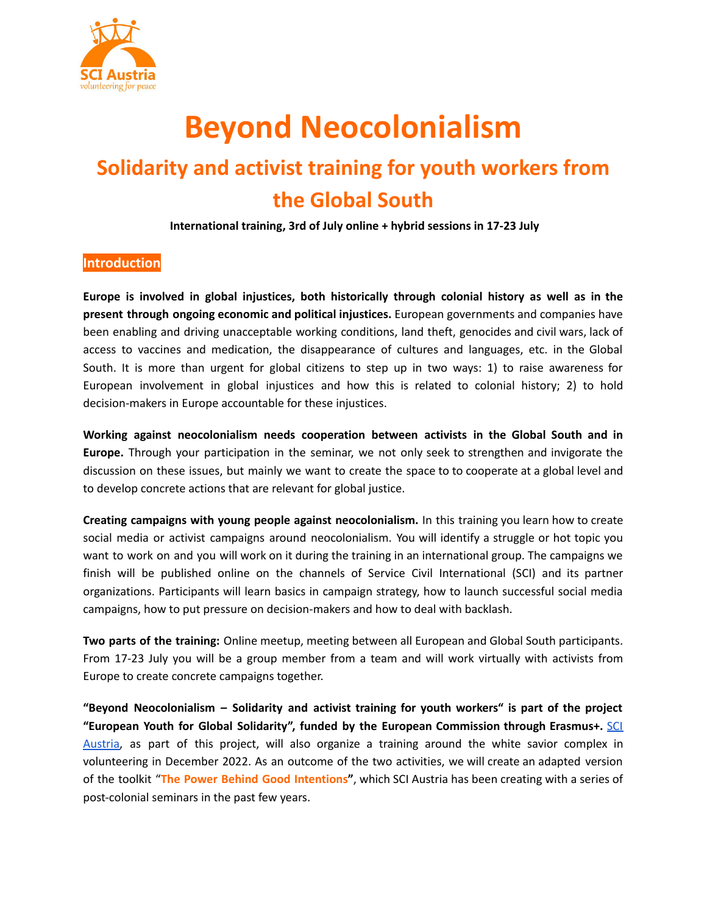SCI Austria
volunteering for peace

# Beyond Neocolonialism

## Solidarity and activist training for youth workers from the Global South

**International training, 3rd of July online + hybrid sessions in 17-23 July**

### Introduction

**Europe is involved in global injustices, both historically through colonial history as well as in the present through ongoing economic and political injustices.** European governments and companies have been enabling and driving unacceptable working conditions, land theft, genocides and civil wars, lack of access to vaccines and medication, the disappearance of cultures and languages, etc. in the Global South. It is more than urgent for global citizens to step up in two ways: 1) to raise awareness for European involvement in global injustices and how this is related to colonial history; 2) to hold decision-makers in Europe accountable for these injustices.

**Working against neocolonialism needs cooperation between activists in the Global South and in Europe.** Through your participation in the seminar, we not only seek to strengthen and invigorate the discussion on these issues, but mainly we want to create the space to to cooperate at a global level and to develop concrete actions that are relevant for global justice.

**Creating campaigns with young people against neocolonialism.** In this training you learn how to create social media or activist campaigns around neocolonialism. You will identify a struggle or hot topic you want to work on and you will work on it during the training in an international group. The campaigns we finish will be published online on the channels of Service Civil International (SCI) and its partner organizations. Participants will learn basics in campaign strategy, how to launch successful social media campaigns, how to put pressure on decision-makers and how to deal with backlash.

**Two parts of the training:** Online meetup, meeting between all European and Global South participants. From 17-23 July you will be a group member from a team and will work virtually with activists from Europe to create concrete campaigns together.

**"Beyond Neocolonialism – Solidarity and activist training for youth workers" is part of the project "European Youth for Global Solidarity", funded by the European Commission through Erasmus+.** SCI Austria, as part of this project, will also organize a training around the white savior complex in volunteering in December 2022. As an outcome of the two activities, we will create an adapted version of the toolkit "**The Power Behind Good Intentions**", which SCI Austria has been creating with a series of post-colonial seminars in the past few years.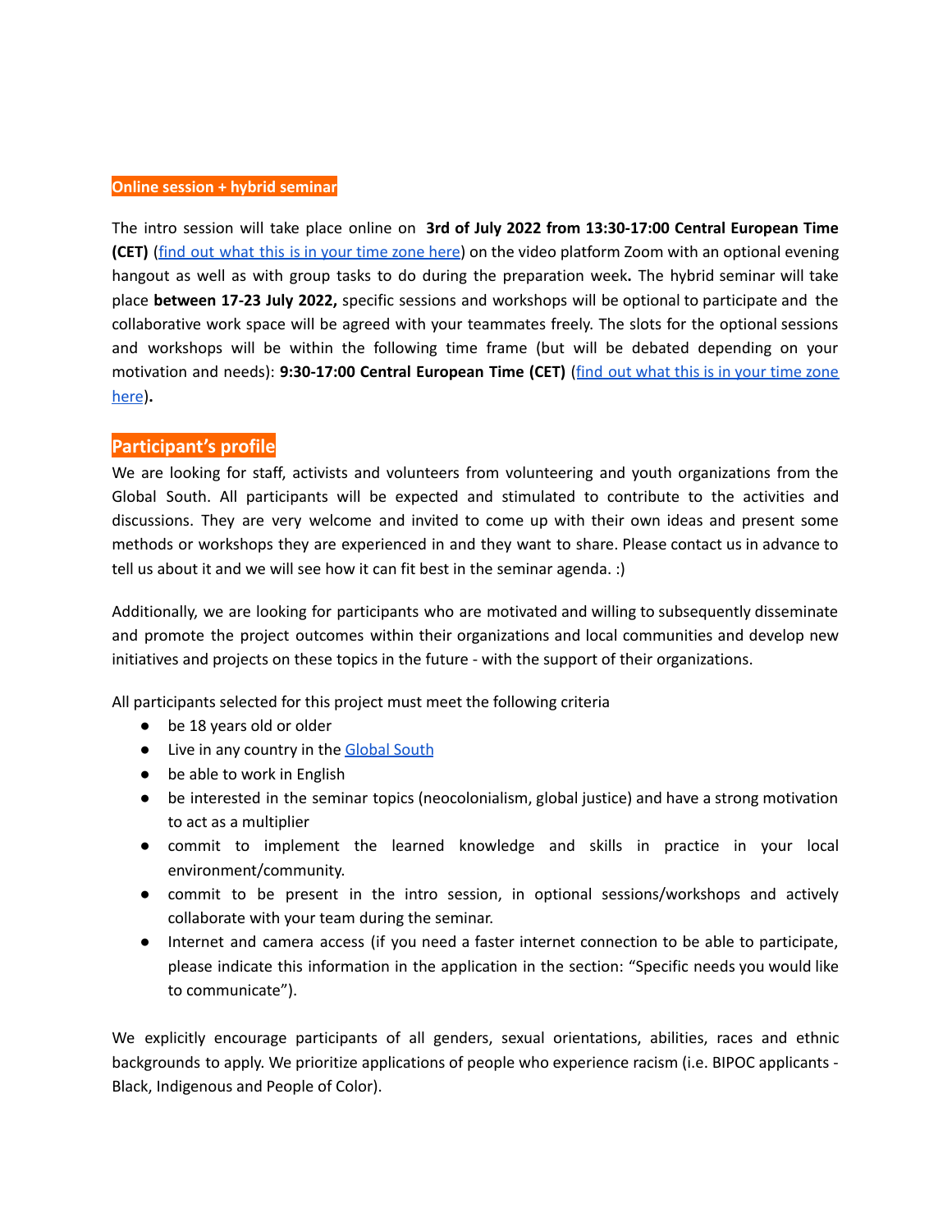**Online session + hybrid seminar**

The intro session will take place online on **3rd of July 2022 from 13:30-17:00 Central European Time (CET)** (find out what this is in your time zone here) on the video platform Zoom with an optional evening hangout as well as with group tasks to do during the preparation week**.** The hybrid seminar will take place **between 17-23 July 2022,** specific sessions and workshops will be optional to participate and the collaborative work space will be agreed with your teammates freely. The slots for the optional sessions and workshops will be within the following time frame (but will be debated depending on your motivation and needs): **9:30-17:00 Central European Time (CET)** (find out what this is in your time zone here)**.**

## Participant's profile

We are looking for staff, activists and volunteers from volunteering and youth organizations from the Global South. All participants will be expected and stimulated to contribute to the activities and discussions. They are very welcome and invited to come up with their own ideas and present some methods or workshops they are experienced in and they want to share. Please contact us in advance to tell us about it and we will see how it can fit best in the seminar agenda. :)

Additionally, we are looking for participants who are motivated and willing to subsequently disseminate and promote the project outcomes within their organizations and local communities and develop new initiatives and projects on these topics in the future - with the support of their organizations.

All participants selected for this project must meet the following criteria

- be 18 years old or older
- Live in any country in the Global South
- be able to work in English
- be interested in the seminar topics (neocolonialism, global justice) and have a strong motivation to act as a multiplier
- commit to implement the learned knowledge and skills in practice in your local environment/community.
- commit to be present in the intro session, in optional sessions/workshops and actively collaborate with your team during the seminar.
- Internet and camera access (if you need a faster internet connection to be able to participate, please indicate this information in the application in the section: "Specific needs you would like to communicate").

We explicitly encourage participants of all genders, sexual orientations, abilities, races and ethnic backgrounds to apply. We prioritize applications of people who experience racism (i.e. BIPOC applicants - Black, Indigenous and People of Color).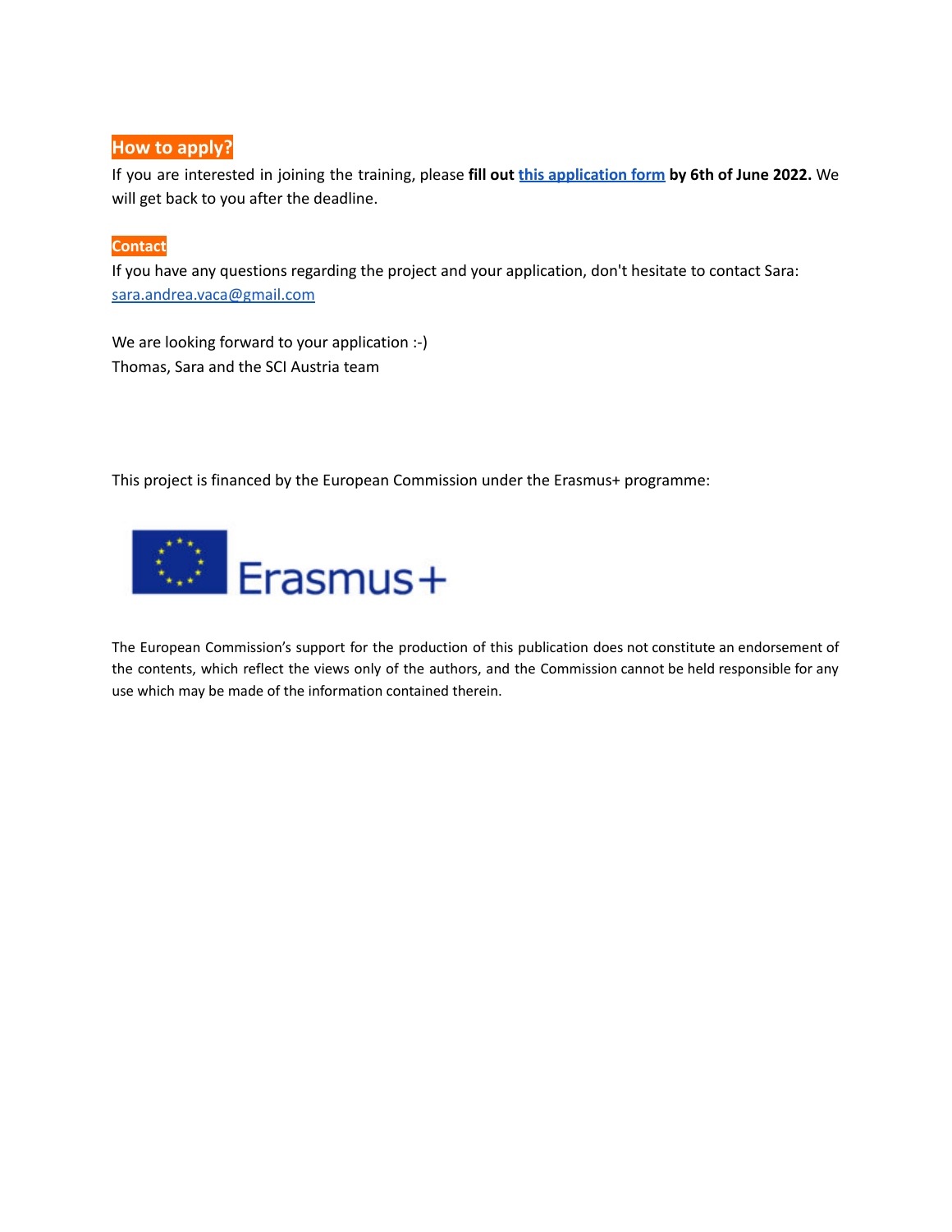## How to apply?

If you are interested in joining the training, please **fill out this application form by 6th of June 2022.** We will get back to you after the deadline.

## Contact

If you have any questions regarding the project and your application, don't hesitate to contact Sara: sara.andrea.vaca@gmail.com

We are looking forward to your application :-)
Thomas, Sara and the SCI Austria team

This project is financed by the European Commission under the Erasmus+ programme:

Erasmus+

The European Commission's support for the production of this publication does not constitute an endorsement of the contents, which reflect the views only of the authors, and the Commission cannot be held responsible for any use which may be made of the information contained therein.